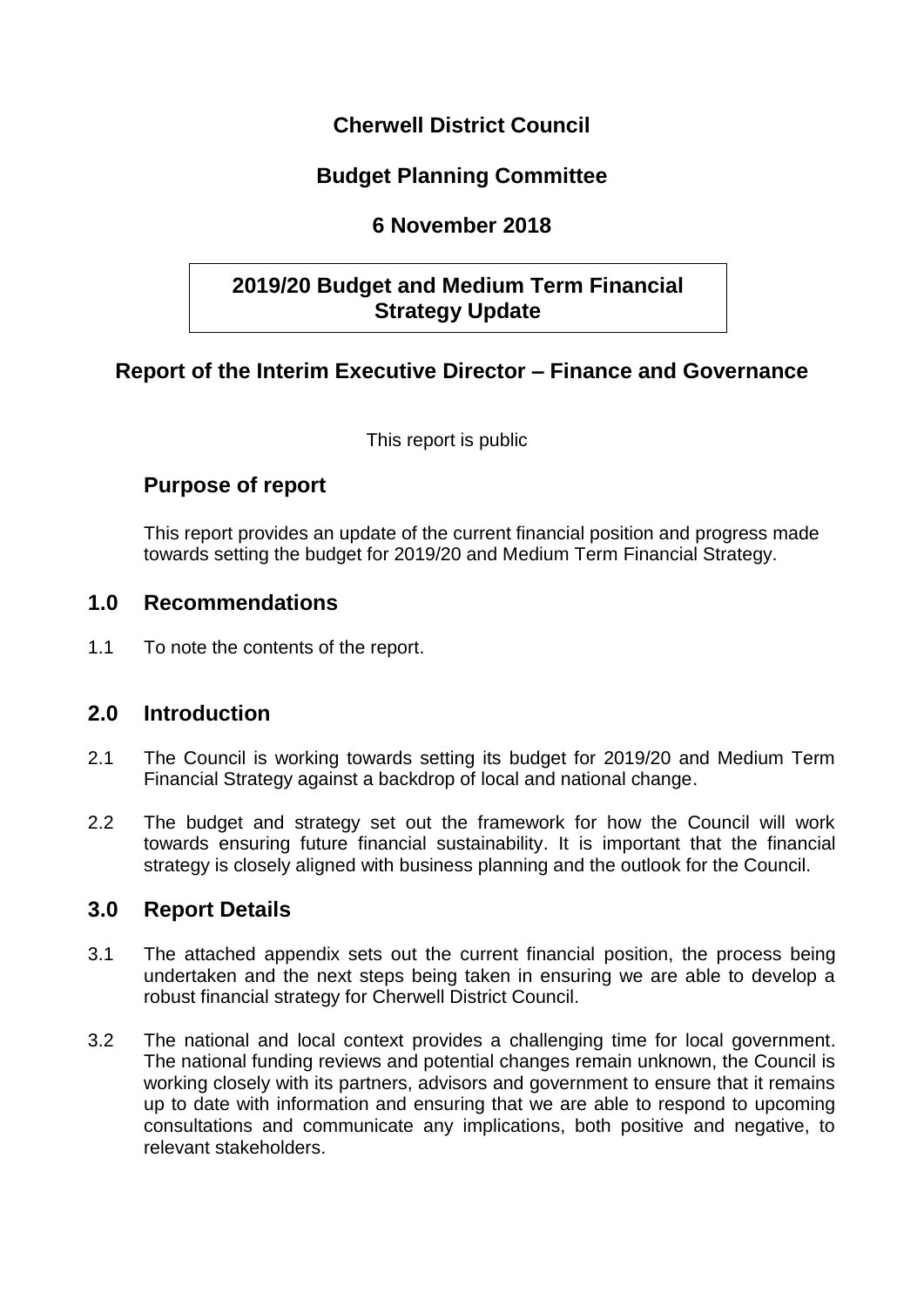# Cherwell District Council

## Budget Planning Committee

## 6 November 2018

## 2019/20 Budget and Medium Term Financial Strategy Update

## Report of the Interim Executive Director – Finance and Governance

This report is public

## Purpose of report

This report provides an update of the current financial position and progress made towards setting the budget for 2019/20 and Medium Term Financial Strategy.

## 1.0 Recommendations

1.1 To note the contents of the report.

## 2.0 Introduction

2.1 The Council is working towards setting its budget for 2019/20 and Medium Term Financial Strategy against a backdrop of local and national change.

2.2 The budget and strategy set out the framework for how the Council will work towards ensuring future financial sustainability. It is important that the financial strategy is closely aligned with business planning and the outlook for the Council.

## 3.0 Report Details

3.1 The attached appendix sets out the current financial position, the process being undertaken and the next steps being taken in ensuring we are able to develop a robust financial strategy for Cherwell District Council.

3.2 The national and local context provides a challenging time for local government. The national funding reviews and potential changes remain unknown, the Council is working closely with its partners, advisors and government to ensure that it remains up to date with information and ensuring that we are able to respond to upcoming consultations and communicate any implications, both positive and negative, to relevant stakeholders.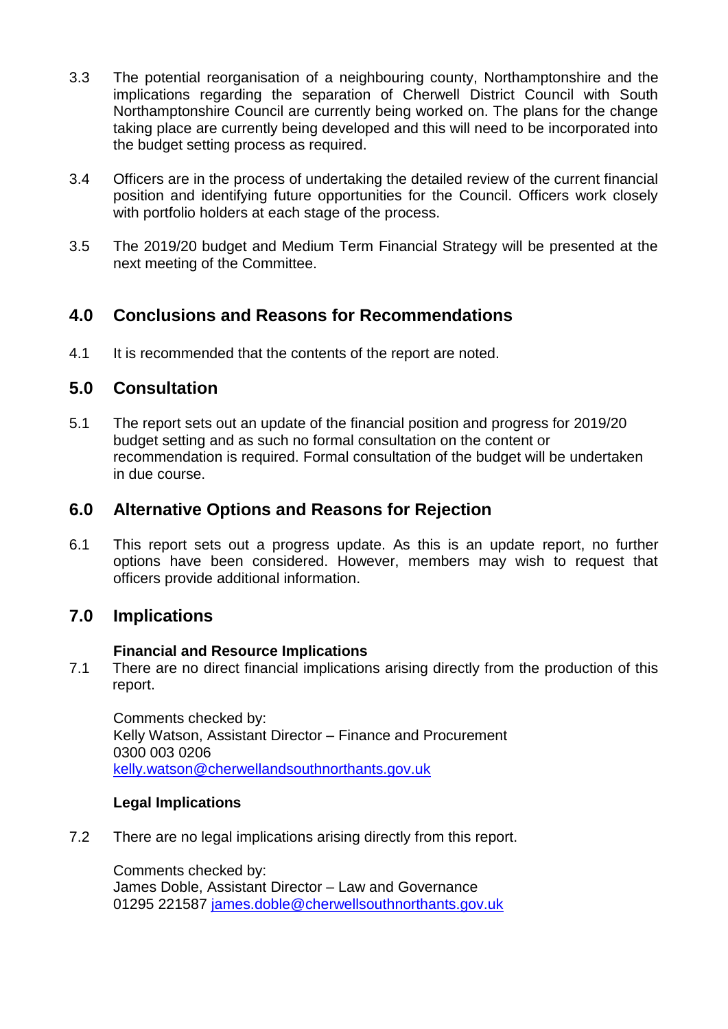3.3 The potential reorganisation of a neighbouring county, Northamptonshire and the implications regarding the separation of Cherwell District Council with South Northamptonshire Council are currently being worked on. The plans for the change taking place are currently being developed and this will need to be incorporated into the budget setting process as required.

3.4 Officers are in the process of undertaking the detailed review of the current financial position and identifying future opportunities for the Council. Officers work closely with portfolio holders at each stage of the process.

3.5 The 2019/20 budget and Medium Term Financial Strategy will be presented at the next meeting of the Committee.

## 4.0 Conclusions and Reasons for Recommendations

4.1 It is recommended that the contents of the report are noted.

## 5.0 Consultation

5.1 The report sets out an update of the financial position and progress for 2019/20 budget setting and as such no formal consultation on the content or recommendation is required. Formal consultation of the budget will be undertaken in due course.

## 6.0 Alternative Options and Reasons for Rejection

6.1 This report sets out a progress update. As this is an update report, no further options have been considered. However, members may wish to request that officers provide additional information.

## 7.0 Implications

**Financial and Resource Implications**

7.1 There are no direct financial implications arising directly from the production of this report.

Comments checked by:
Kelly Watson, Assistant Director – Finance and Procurement
0300 003 0206
kelly.watson@cherwellandsouthnorthants.gov.uk

**Legal Implications**

7.2 There are no legal implications arising directly from this report.

Comments checked by:
James Doble, Assistant Director – Law and Governance
01295 221587 james.doble@cherwellsouthnorthants.gov.uk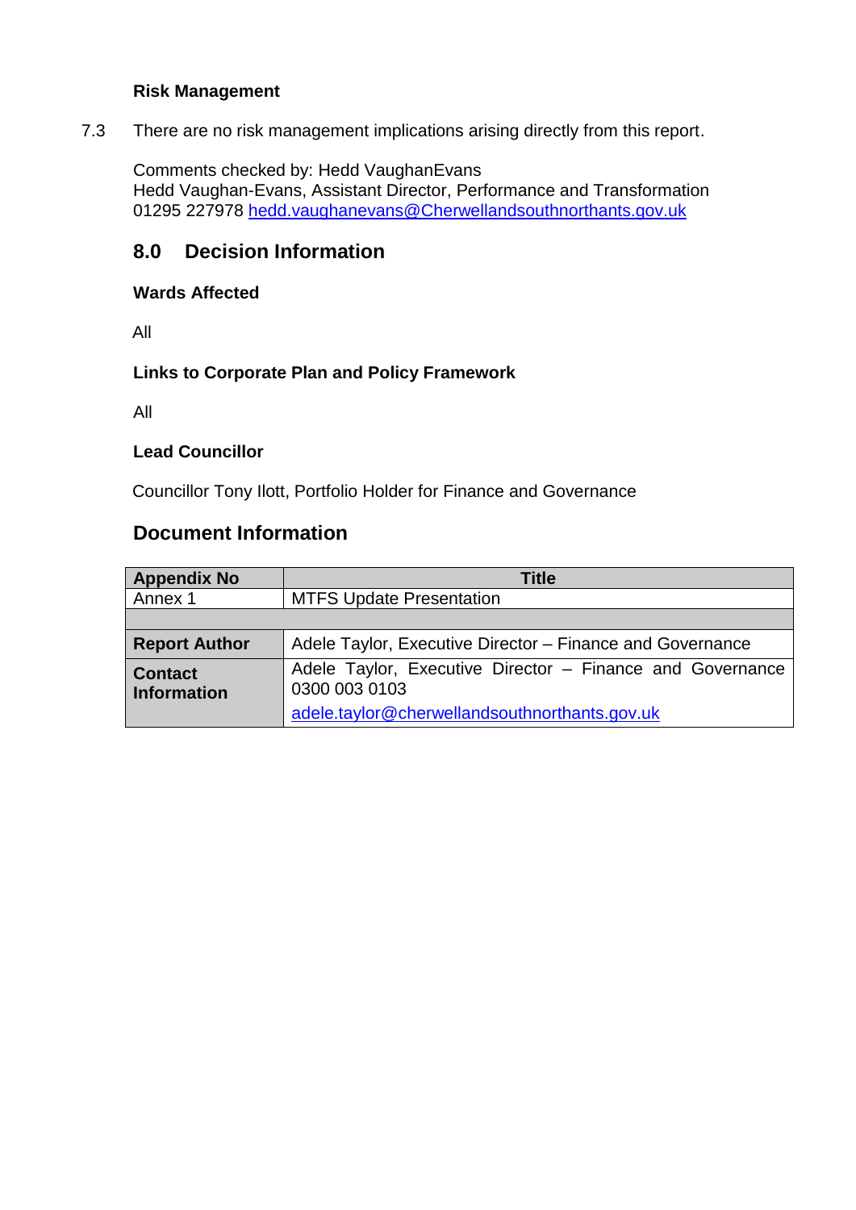**Risk Management**

7.3 There are no risk management implications arising directly from this report.

Comments checked by: Hedd VaughanEvans
Hedd Vaughan-Evans, Assistant Director, Performance and Transformation
01295 227978 hedd.vaughanevans@Cherwellandsouthnorthants.gov.uk

## 8.0 Decision Information

**Wards Affected**

All

**Links to Corporate Plan and Policy Framework**

All

**Lead Councillor**

Councillor Tony Ilott, Portfolio Holder for Finance and Governance

## Document Information

| **Appendix No** | **Title** |
|---|---|
| Annex 1 | MTFS Update Presentation |
| | |
| **Report Author** | Adele Taylor, Executive Director – Finance and Governance |
| **Contact Information** | Adele Taylor, Executive Director – Finance and Governance 0300 003 0103 adele.taylor@cherwellandsouthnorthants.gov.uk |